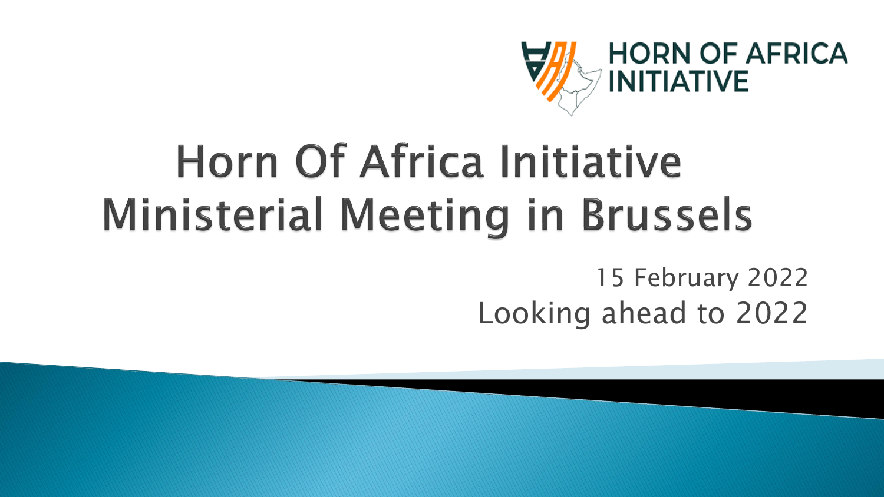HORN OF AFRICA INITIATIVE

# Horn Of Africa Initiative Ministerial Meeting in Brussels

15 February 2022

Looking ahead to 2022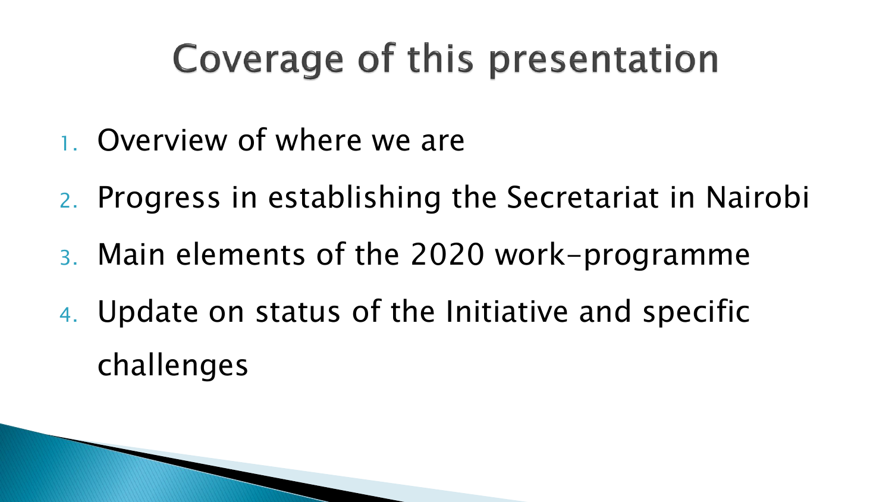# Coverage of this presentation

1. Overview of where we are
2. Progress in establishing the Secretariat in Nairobi
3. Main elements of the 2020 work-programme
4. Update on status of the Initiative and specific challenges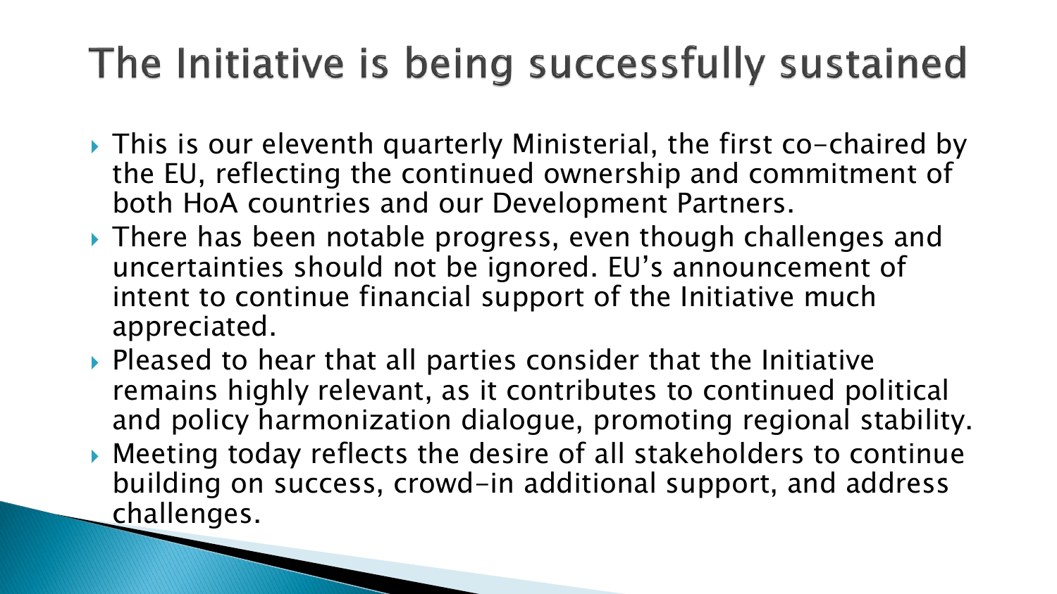# The Initiative is being successfully sustained

- This is our eleventh quarterly Ministerial, the first co-chaired by the EU, reflecting the continued ownership and commitment of both HoA countries and our Development Partners.
- There has been notable progress, even though challenges and uncertainties should not be ignored. EU's announcement of intent to continue financial support of the Initiative much appreciated.
- Pleased to hear that all parties consider that the Initiative remains highly relevant, as it contributes to continued political and policy harmonization dialogue, promoting regional stability.
- Meeting today reflects the desire of all stakeholders to continue building on success, crowd-in additional support, and address challenges.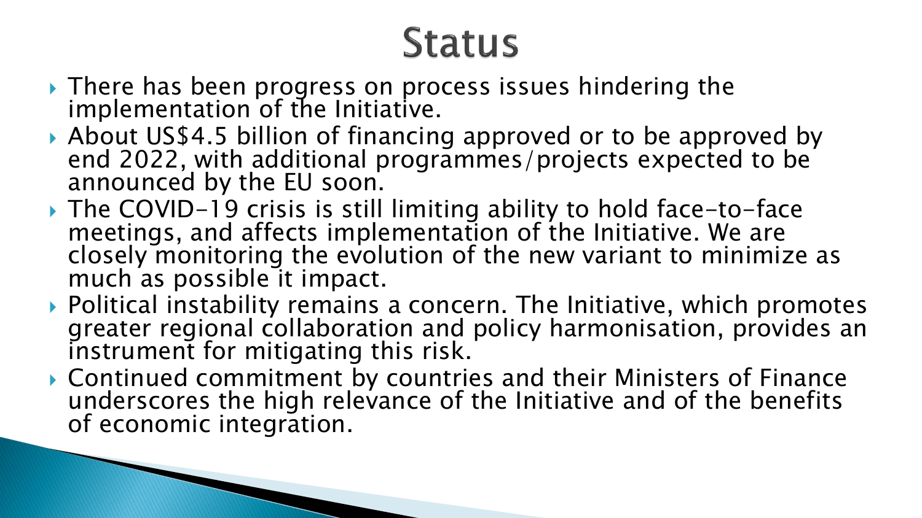# Status

- There has been progress on process issues hindering the implementation of the Initiative.
- About US$4.5 billion of financing approved or to be approved by end 2022, with additional programmes/projects expected to be announced by the EU soon.
- The COVID-19 crisis is still limiting ability to hold face-to-face meetings, and affects implementation of the Initiative. We are closely monitoring the evolution of the new variant to minimize as much as possible it impact.
- Political instability remains a concern. The Initiative, which promotes greater regional collaboration and policy harmonisation, provides an instrument for mitigating this risk.
- Continued commitment by countries and their Ministers of Finance underscores the high relevance of the Initiative and of the benefits of economic integration.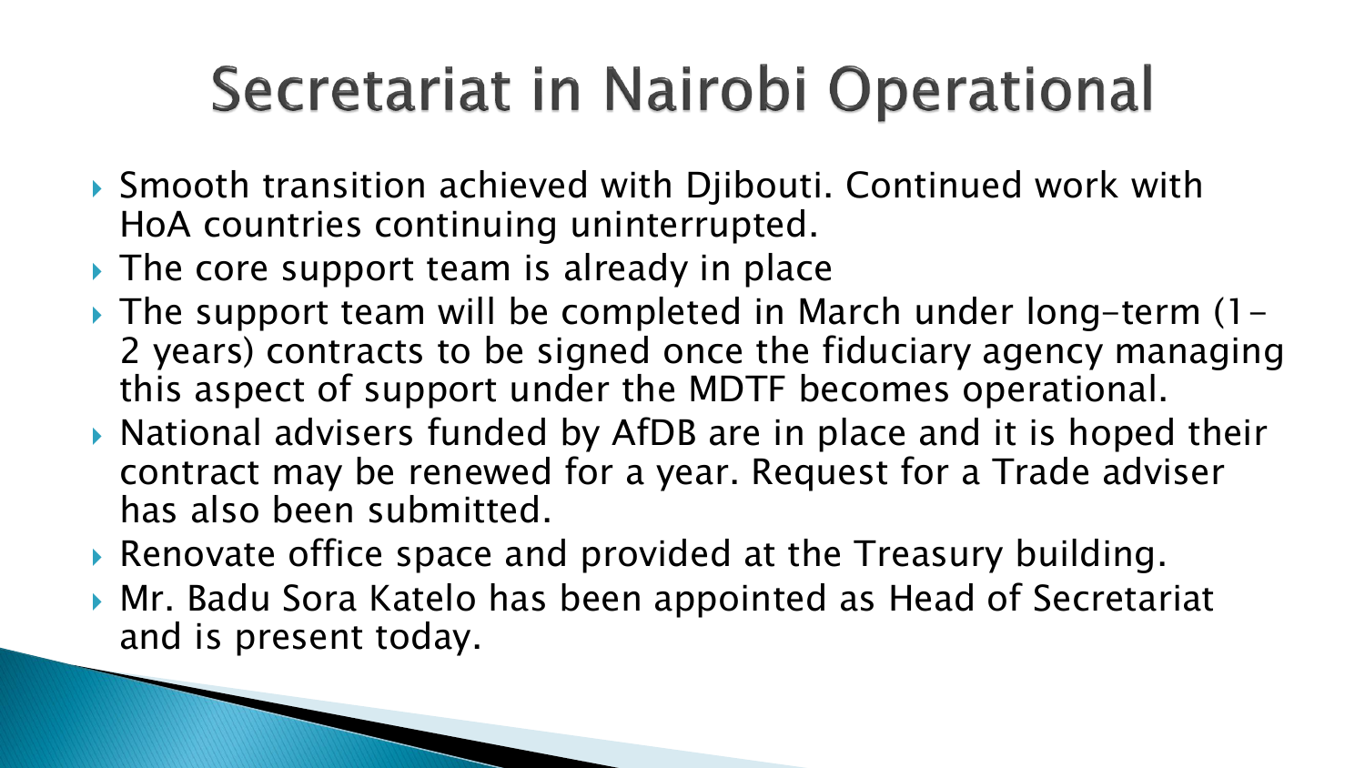# Secretariat in Nairobi Operational

- Smooth transition achieved with Djibouti. Continued work with HoA countries continuing uninterrupted.
- The core support team is already in place
- The support team will be completed in March under long-term (1-2 years) contracts to be signed once the fiduciary agency managing this aspect of support under the MDTF becomes operational.
- National advisers funded by AfDB are in place and it is hoped their contract may be renewed for a year. Request for a Trade adviser has also been submitted.
- Renovate office space and provided at the Treasury building.
- Mr. Badu Sora Katelo has been appointed as Head of Secretariat and is present today.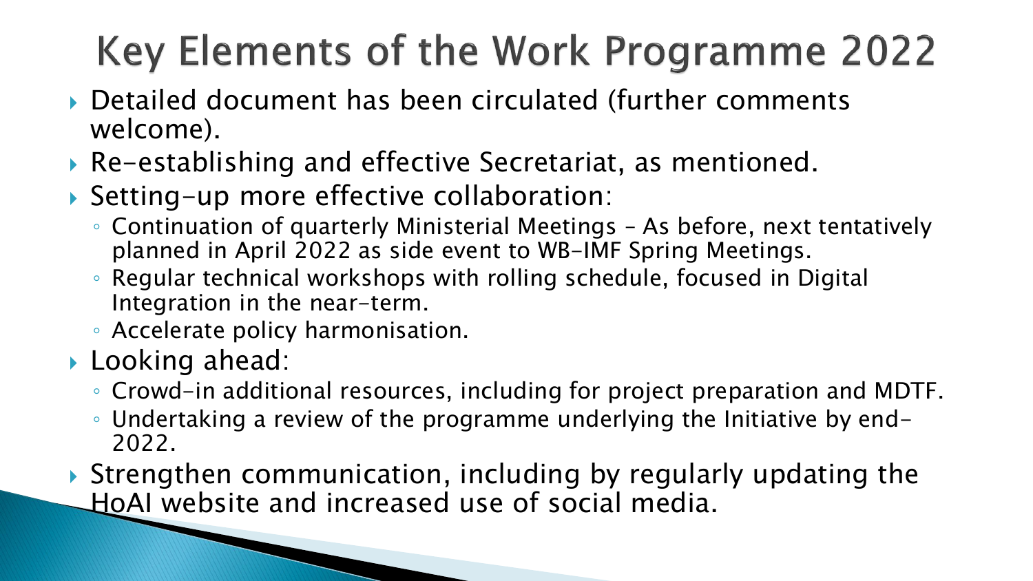# Key Elements of the Work Programme 2022

- Detailed document has been circulated (further comments welcome).
- Re-establishing and effective Secretariat, as mentioned.
- Setting-up more effective collaboration:
  - Continuation of quarterly Ministerial Meetings – As before, next tentatively planned in April 2022 as side event to WB-IMF Spring Meetings.
  - Regular technical workshops with rolling schedule, focused in Digital Integration in the near-term.
  - Accelerate policy harmonisation.
- Looking ahead:
  - Crowd-in additional resources, including for project preparation and MDTF.
  - Undertaking a review of the programme underlying the Initiative by end-2022.
- Strengthen communication, including by regularly updating the HoAI website and increased use of social media.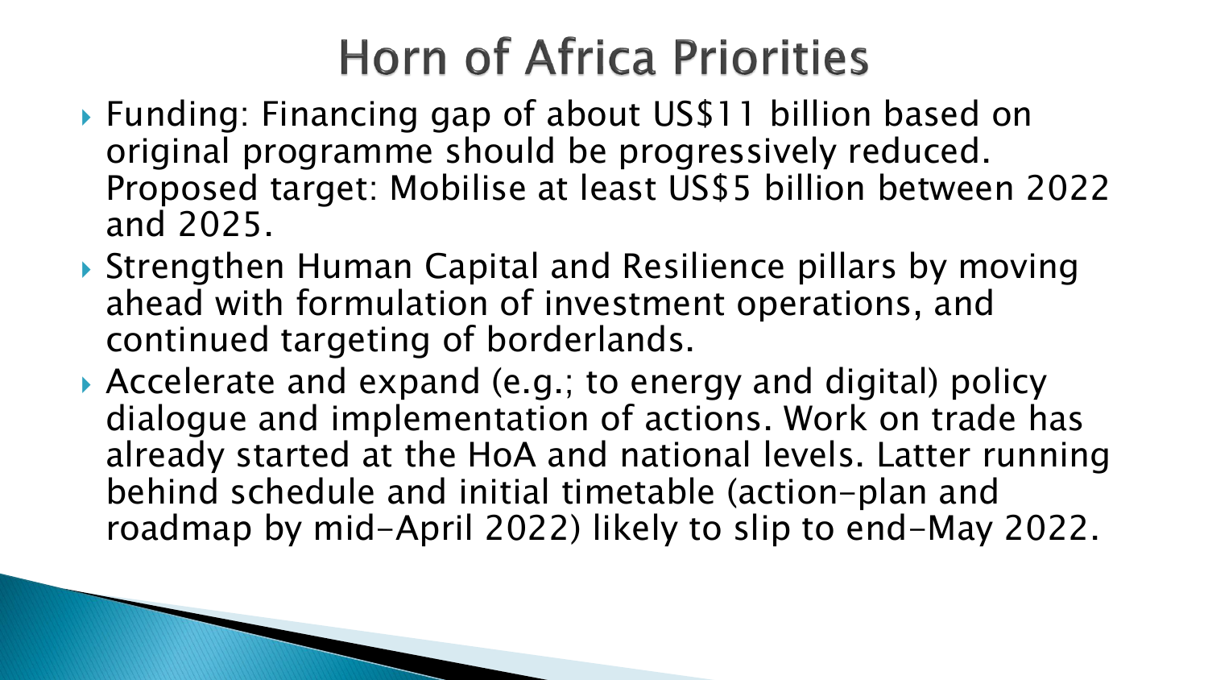# Horn of Africa Priorities

- Funding: Financing gap of about US$11 billion based on original programme should be progressively reduced. Proposed target: Mobilise at least US$5 billion between 2022 and 2025.
- Strengthen Human Capital and Resilience pillars by moving ahead with formulation of investment operations, and continued targeting of borderlands.
- Accelerate and expand (e.g.; to energy and digital) policy dialogue and implementation of actions. Work on trade has already started at the HoA and national levels. Latter running behind schedule and initial timetable (action-plan and roadmap by mid-April 2022) likely to slip to end-May 2022.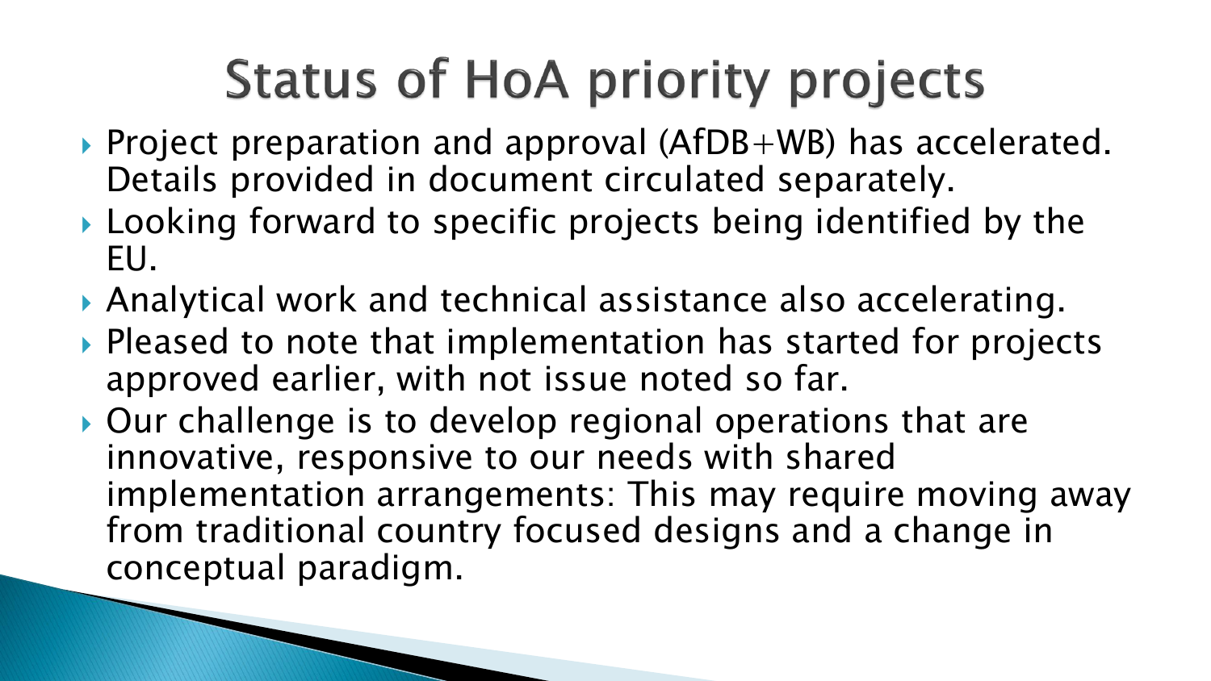# Status of HoA priority projects

- Project preparation and approval (AfDB+WB) has accelerated. Details provided in document circulated separately.
- Looking forward to specific projects being identified by the EU.
- Analytical work and technical assistance also accelerating.
- Pleased to note that implementation has started for projects approved earlier, with not issue noted so far.
- Our challenge is to develop regional operations that are innovative, responsive to our needs with shared implementation arrangements: This may require moving away from traditional country focused designs and a change in conceptual paradigm.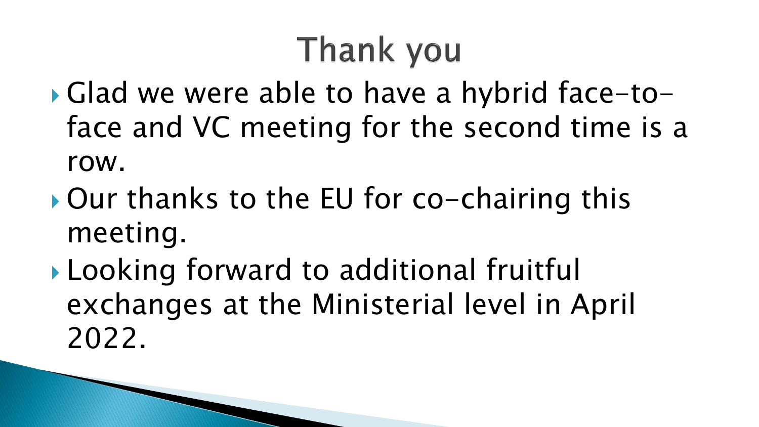# Thank you

- Glad we were able to have a hybrid face-to-face and VC meeting for the second time is a row.
- Our thanks to the EU for co-chairing this meeting.
- Looking forward to additional fruitful exchanges at the Ministerial level in April 2022.